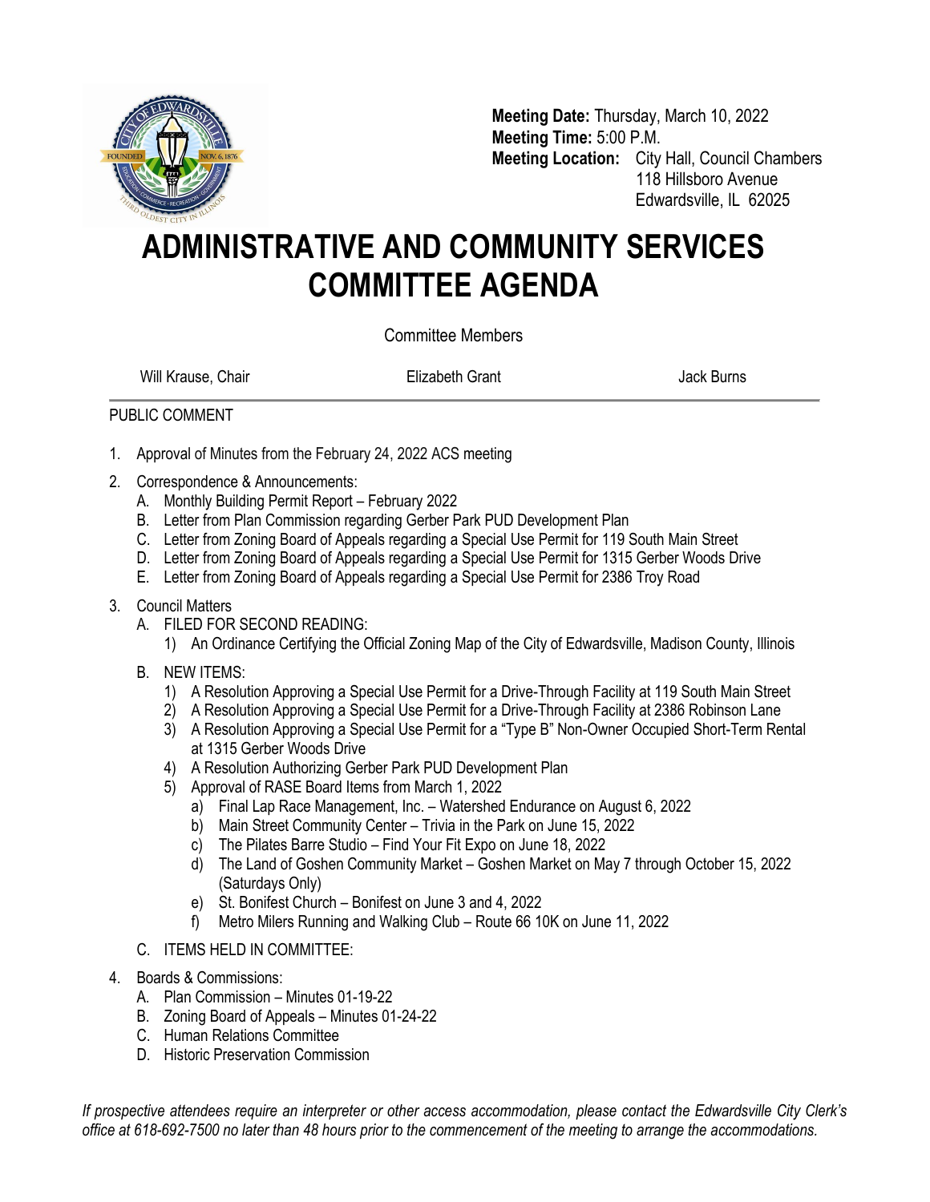**Meeting Date:** Thursday, March 10, 2022
**Meeting Time:** 5:00 P.M.
**Meeting Location:** City Hall, Council Chambers
118 Hillsboro Avenue
Edwardsville, IL 62025

# ADMINISTRATIVE AND COMMUNITY SERVICES COMMITTEE AGENDA

Committee Members

Will Krause, Chair | Elizabeth Grant | Jack Burns

PUBLIC COMMENT

1. Approval of Minutes from the February 24, 2022 ACS meeting
2. Correspondence & Announcements:
   A. Monthly Building Permit Report – February 2022
   B. Letter from Plan Commission regarding Gerber Park PUD Development Plan
   C. Letter from Zoning Board of Appeals regarding a Special Use Permit for 119 South Main Street
   D. Letter from Zoning Board of Appeals regarding a Special Use Permit for 1315 Gerber Woods Drive
   E. Letter from Zoning Board of Appeals regarding a Special Use Permit for 2386 Troy Road
3. Council Matters
   A. FILED FOR SECOND READING:
      1) An Ordinance Certifying the Official Zoning Map of the City of Edwardsville, Madison County, Illinois
   B. NEW ITEMS:
      1) A Resolution Approving a Special Use Permit for a Drive-Through Facility at 119 South Main Street
      2) A Resolution Approving a Special Use Permit for a Drive-Through Facility at 2386 Robinson Lane
      3) A Resolution Approving a Special Use Permit for a "Type B" Non-Owner Occupied Short-Term Rental at 1315 Gerber Woods Drive
      4) A Resolution Authorizing Gerber Park PUD Development Plan
      5) Approval of RASE Board Items from March 1, 2022
         a) Final Lap Race Management, Inc. – Watershed Endurance on August 6, 2022
         b) Main Street Community Center – Trivia in the Park on June 15, 2022
         c) The Pilates Barre Studio – Find Your Fit Expo on June 18, 2022
         d) The Land of Goshen Community Market – Goshen Market on May 7 through October 15, 2022 (Saturdays Only)
         e) St. Bonifest Church – Bonifest on June 3 and 4, 2022
         f) Metro Milers Running and Walking Club – Route 66 10K on June 11, 2022
   C. ITEMS HELD IN COMMITTEE:
4. Boards & Commissions:
   A. Plan Commission – Minutes 01-19-22
   B. Zoning Board of Appeals – Minutes 01-24-22
   C. Human Relations Committee
   D. Historic Preservation Commission

*If prospective attendees require an interpreter or other access accommodation, please contact the Edwardsville City Clerk's office at 618-692-7500 no later than 48 hours prior to the commencement of the meeting to arrange the accommodations.*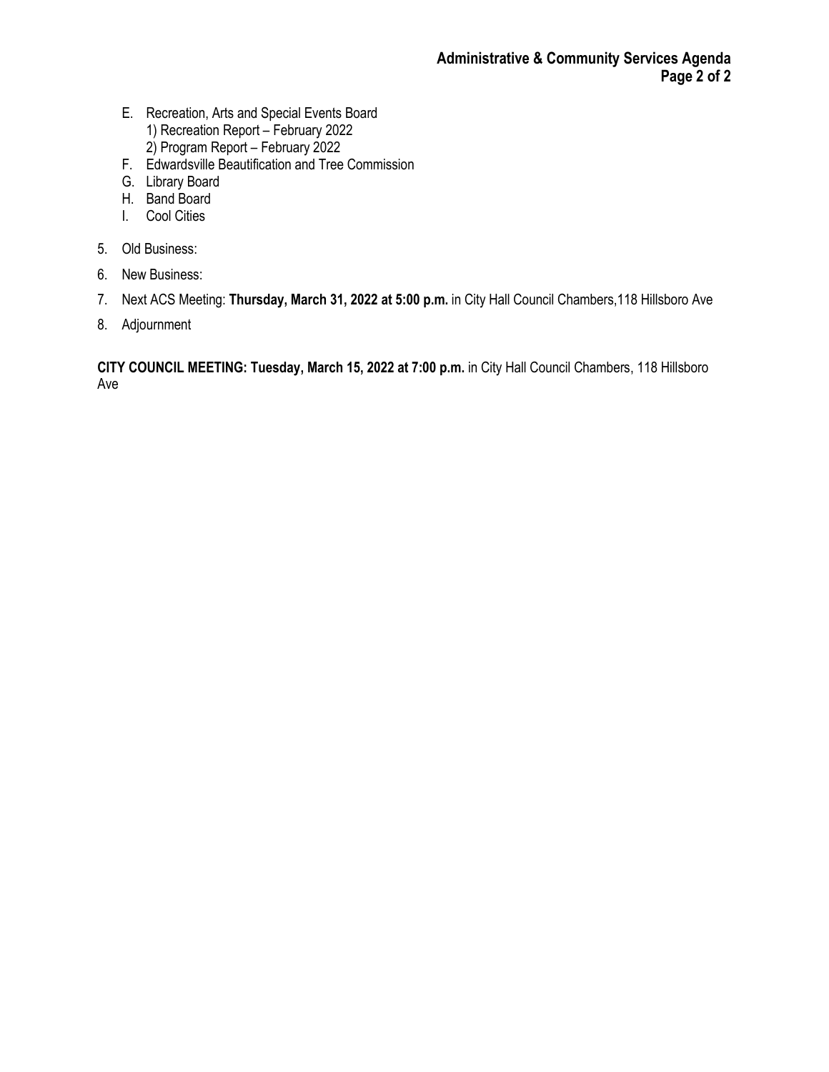E. Recreation, Arts and Special Events Board
    1) Recreation Report – February 2022
    2) Program Report – February 2022
F. Edwardsville Beautification and Tree Commission
G. Library Board
H. Band Board
I. Cool Cities

5. Old Business:
6. New Business:
7. Next ACS Meeting: **Thursday, March 31, 2022 at 5:00 p.m.** in City Hall Council Chambers,118 Hillsboro Ave
8. Adjournment

**CITY COUNCIL MEETING: Tuesday, March 15, 2022 at 7:00 p.m.** in City Hall Council Chambers, 118 Hillsboro Ave